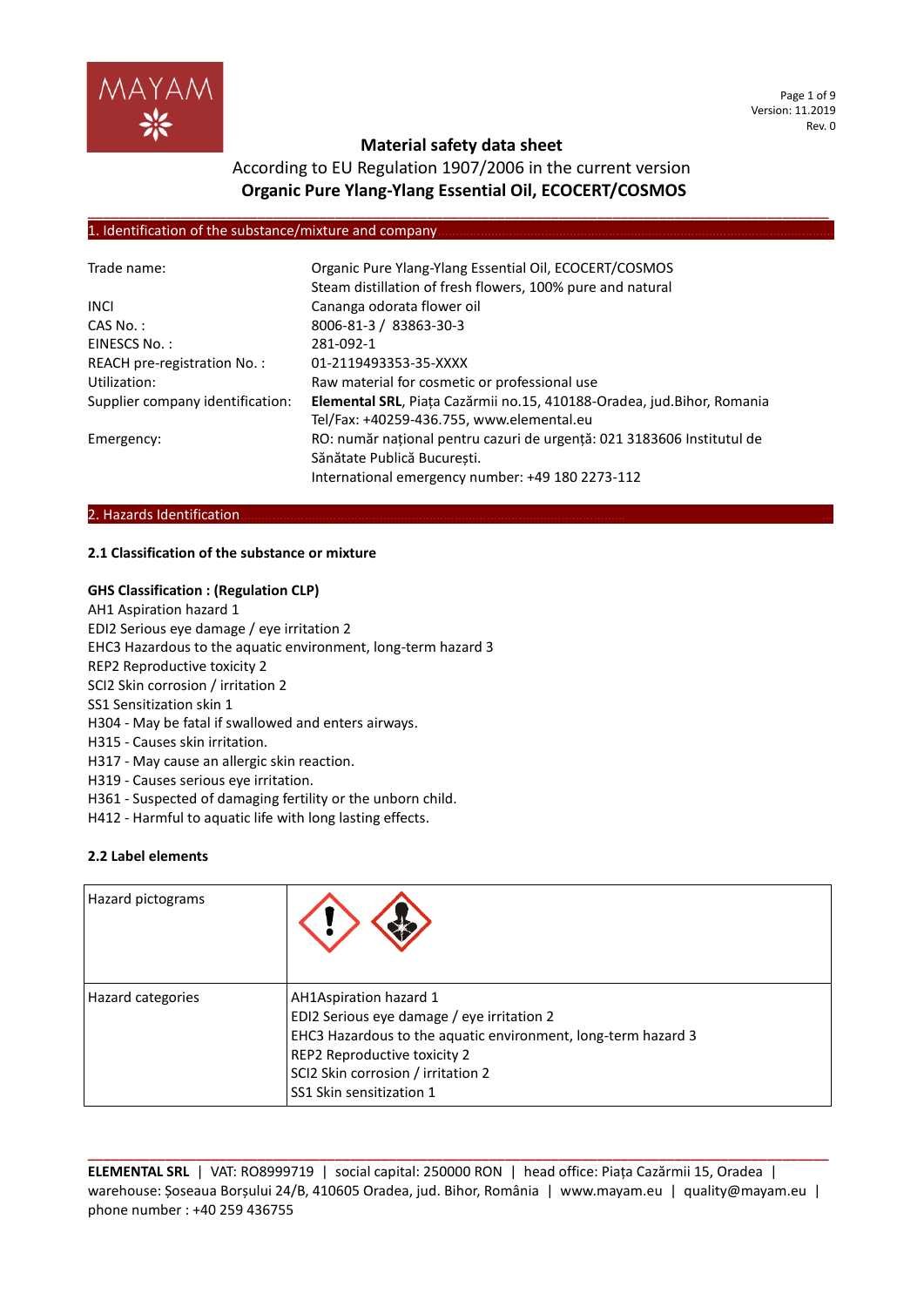# Material safety data sheet

According to EU Regulation 1907/2006 in the current version

**Organic Pure Ylang-Ylang Essential Oil, ECOCERT/COSMOS**

## 1. Identification of the substance/mixture and company

| | |
|---|---|
| Trade name: | Organic Pure Ylang-Ylang Essential Oil, ECOCERT/COSMOS<br>Steam distillation of fresh flowers, 100% pure and natural |
| INCI | Cananga odorata flower oil |
| CAS No. : | 8006-81-3 / 83863-30-3 |
| EINESCS No. : | 281-092-1 |
| REACH pre-registration No. : | 01-2119493353-35-XXXX |
| Utilization: | Raw material for cosmetic or professional use |
| Supplier company identification: | **Elemental SRL**, Piața Cazărmii no.15, 410188-Oradea, jud.Bihor, Romania<br>Tel/Fax: +40259-436.755, www.elemental.eu |
| Emergency: | RO: număr național pentru cazuri de urgență: 021 3183606 Institutul de Sănătate Publică București.<br>International emergency number: +49 180 2273-112 |

## 2. Hazards Identification

### 2.1 Classification of the substance or mixture

**GHS Classification : (Regulation CLP)**

AH1 Aspiration hazard 1
EDI2 Serious eye damage / eye irritation 2
EHC3 Hazardous to the aquatic environment, long-term hazard 3
REP2 Reproductive toxicity 2
SCI2 Skin corrosion / irritation 2
SS1 Sensitization skin 1
H304 - May be fatal if swallowed and enters airways.
H315 - Causes skin irritation.
H317 - May cause an allergic skin reaction.
H319 - Causes serious eye irritation.
H361 - Suspected of damaging fertility or the unborn child.
H412 - Harmful to aquatic life with long lasting effects.

### 2.2 Label elements

| Hazard pictograms | |
|---|---|
| Hazard categories | AH1Aspiration hazard 1<br>EDI2 Serious eye damage / eye irritation 2<br>EHC3 Hazardous to the aquatic environment, long-term hazard 3<br>REP2 Reproductive toxicity 2<br>SCI2 Skin corrosion / irritation 2<br>SS1 Skin sensitization 1 |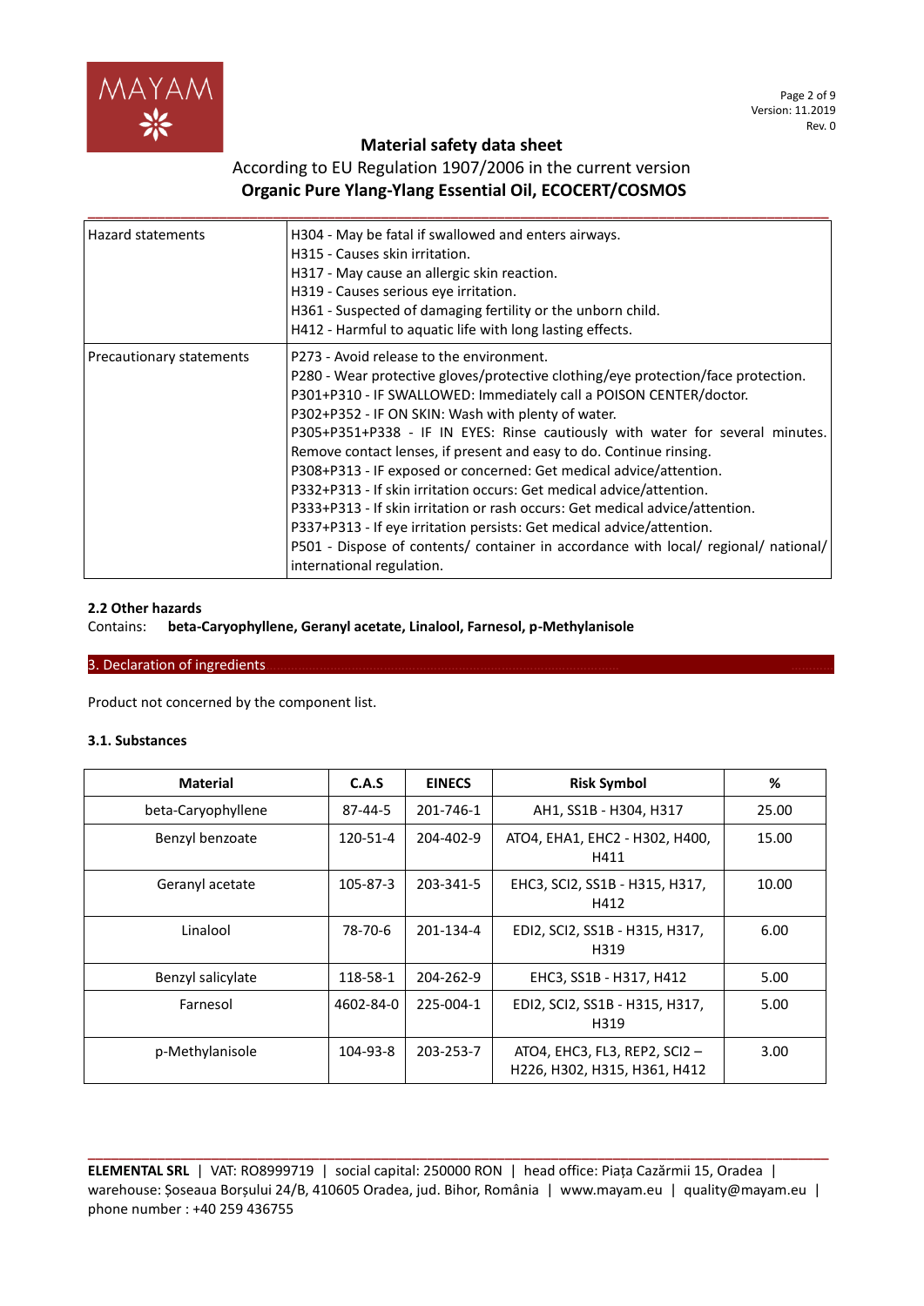# Material safety data sheet

According to EU Regulation 1907/2006 in the current version

**Organic Pure Ylang-Ylang Essential Oil, ECOCERT/COSMOS**

| | |
|---|---|
| Hazard statements | H304 - May be fatal if swallowed and enters airways.<br>H315 - Causes skin irritation.<br>H317 - May cause an allergic skin reaction.<br>H319 - Causes serious eye irritation.<br>H361 - Suspected of damaging fertility or the unborn child.<br>H412 - Harmful to aquatic life with long lasting effects. |
| Precautionary statements | P273 - Avoid release to the environment.<br>P280 - Wear protective gloves/protective clothing/eye protection/face protection.<br>P301+P310 - IF SWALLOWED: Immediately call a POISON CENTER/doctor.<br>P302+P352 - IF ON SKIN: Wash with plenty of water.<br>P305+P351+P338 - IF IN EYES: Rinse cautiously with water for several minutes. Remove contact lenses, if present and easy to do. Continue rinsing.<br>P308+P313 - IF exposed or concerned: Get medical advice/attention.<br>P332+P313 - If skin irritation occurs: Get medical advice/attention.<br>P333+P313 - If skin irritation or rash occurs: Get medical advice/attention.<br>P337+P313 - If eye irritation persists: Get medical advice/attention.<br>P501 - Dispose of contents/ container in accordance with local/ regional/ national/ international regulation. |

### 2.2 Other hazards

Contains: **beta-Caryophyllene, Geranyl acetate, Linalool, Farnesol, p-Methylanisole**

## 3. Declaration of ingredients

Product not concerned by the component list.

### 3.1. Substances

| Material | C.A.S | EINECS | Risk Symbol | % |
|---|---|---|---|---|
| beta-Caryophyllene | 87-44-5 | 201-746-1 | AH1, SS1B - H304, H317 | 25.00 |
| Benzyl benzoate | 120-51-4 | 204-402-9 | ATO4, EHA1, EHC2 - H302, H400, H411 | 15.00 |
| Geranyl acetate | 105-87-3 | 203-341-5 | EHC3, SCI2, SS1B - H315, H317, H412 | 10.00 |
| Linalool | 78-70-6 | 201-134-4 | EDI2, SCI2, SS1B - H315, H317, H319 | 6.00 |
| Benzyl salicylate | 118-58-1 | 204-262-9 | EHC3, SS1B - H317, H412 | 5.00 |
| Farnesol | 4602-84-0 | 225-004-1 | EDI2, SCI2, SS1B - H315, H317, H319 | 5.00 |
| p-Methylanisole | 104-93-8 | 203-253-7 | ATO4, EHC3, FL3, REP2, SCI2 – H226, H302, H315, H361, H412 | 3.00 |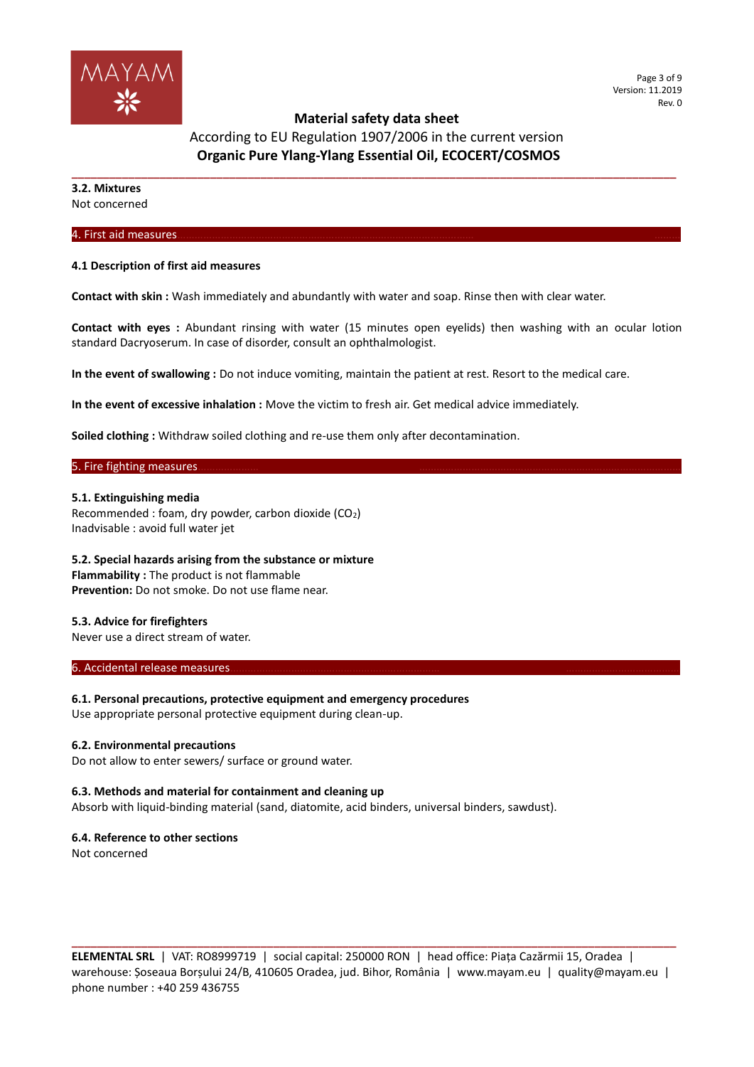**3.2. Mixtures**
Not concerned

## 4. First aid measures

**4.1 Description of first aid measures**

**Contact with skin :** Wash immediately and abundantly with water and soap. Rinse then with clear water.

**Contact with eyes :** Abundant rinsing with water (15 minutes open eyelids) then washing with an ocular lotion standard Dacryoserum. In case of disorder, consult an ophthalmologist.

**In the event of swallowing :** Do not induce vomiting, maintain the patient at rest. Resort to the medical care.

**In the event of excessive inhalation :** Move the victim to fresh air. Get medical advice immediately.

**Soiled clothing :** Withdraw soiled clothing and re-use them only after decontamination.

## 5. Fire fighting measures

**5.1. Extinguishing media**
Recommended : foam, dry powder, carbon dioxide ($CO_2$)
Inadvisable : avoid full water jet

**5.2. Special hazards arising from the substance or mixture**
**Flammability :** The product is not flammable
**Prevention:** Do not smoke. Do not use flame near.

**5.3. Advice for firefighters**
Never use a direct stream of water.

## 6. Accidental release measures

**6.1. Personal precautions, protective equipment and emergency procedures**
Use appropriate personal protective equipment during clean-up.

**6.2. Environmental precautions**
Do not allow to enter sewers/ surface or ground water.

**6.3. Methods and material for containment and cleaning up**
Absorb with liquid-binding material (sand, diatomite, acid binders, universal binders, sawdust).

**6.4. Reference to other sections**
Not concerned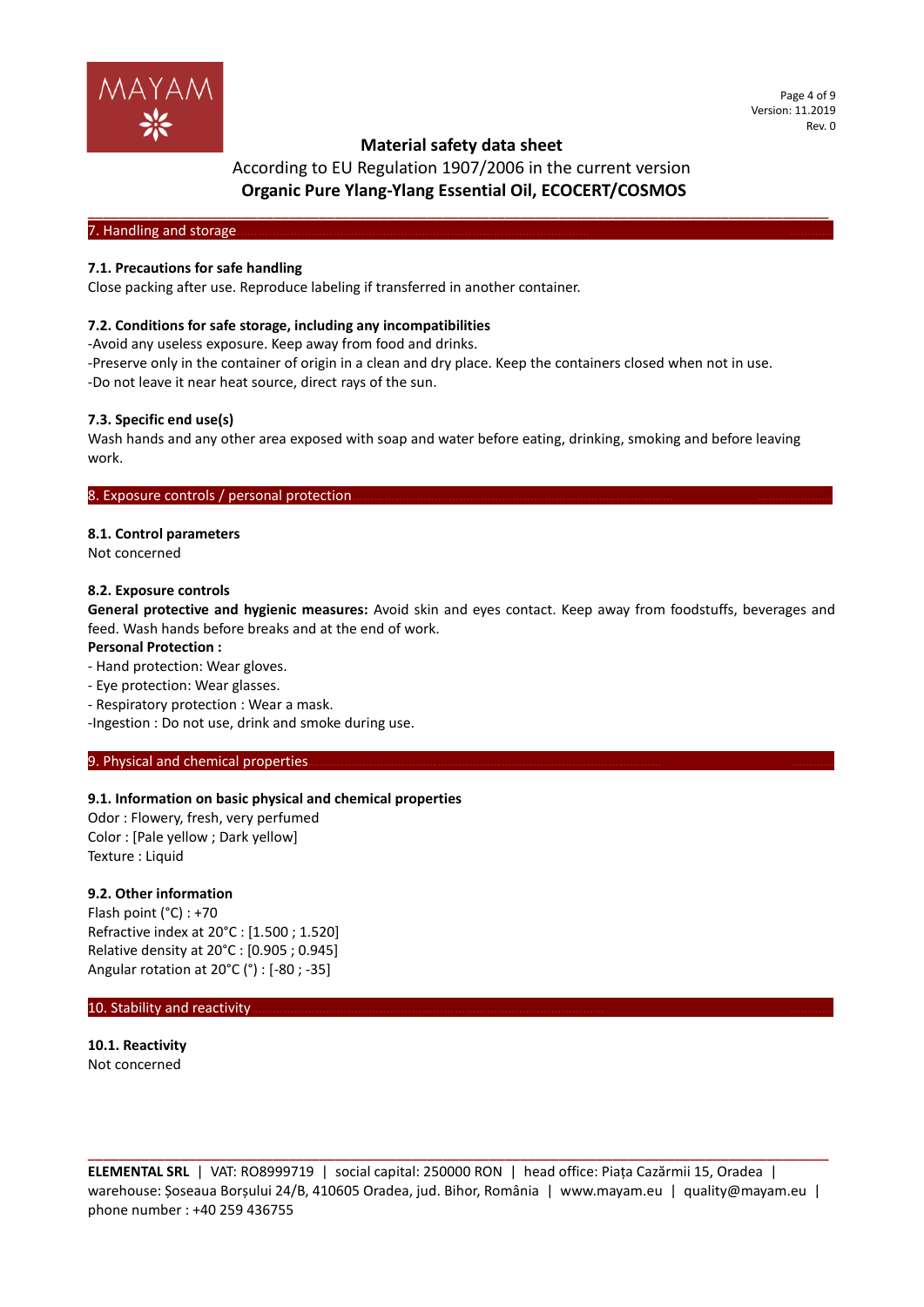## 7. Handling and storage

### 7.1. Precautions for safe handling

Close packing after use. Reproduce labeling if transferred in another container.

### 7.2. Conditions for safe storage, including any incompatibilities

-Avoid any useless exposure. Keep away from food and drinks.
-Preserve only in the container of origin in a clean and dry place. Keep the containers closed when not in use.
-Do not leave it near heat source, direct rays of the sun.

### 7.3. Specific end use(s)

Wash hands and any other area exposed with soap and water before eating, drinking, smoking and before leaving work.

## 8. Exposure controls / personal protection

### 8.1. Control parameters

Not concerned

### 8.2. Exposure controls

**General protective and hygienic measures:** Avoid skin and eyes contact. Keep away from foodstuffs, beverages and feed. Wash hands before breaks and at the end of work.

**Personal Protection :**

- Hand protection: Wear gloves.
- Eye protection: Wear glasses.
- Respiratory protection : Wear a mask.
-Ingestion : Do not use, drink and smoke during use.

## 9. Physical and chemical properties

### 9.1. Information on basic physical and chemical properties

Odor : Flowery, fresh, very perfumed
Color : [Pale yellow ; Dark yellow]
Texture : Liquid

### 9.2. Other information

Flash point (°C) : +70
Refractive index at 20°C : [1.500 ; 1.520]
Relative density at 20°C : [0.905 ; 0.945]
Angular rotation at 20°C (°) : [-80 ; -35]

## 10. Stability and reactivity

### 10.1. Reactivity

Not concerned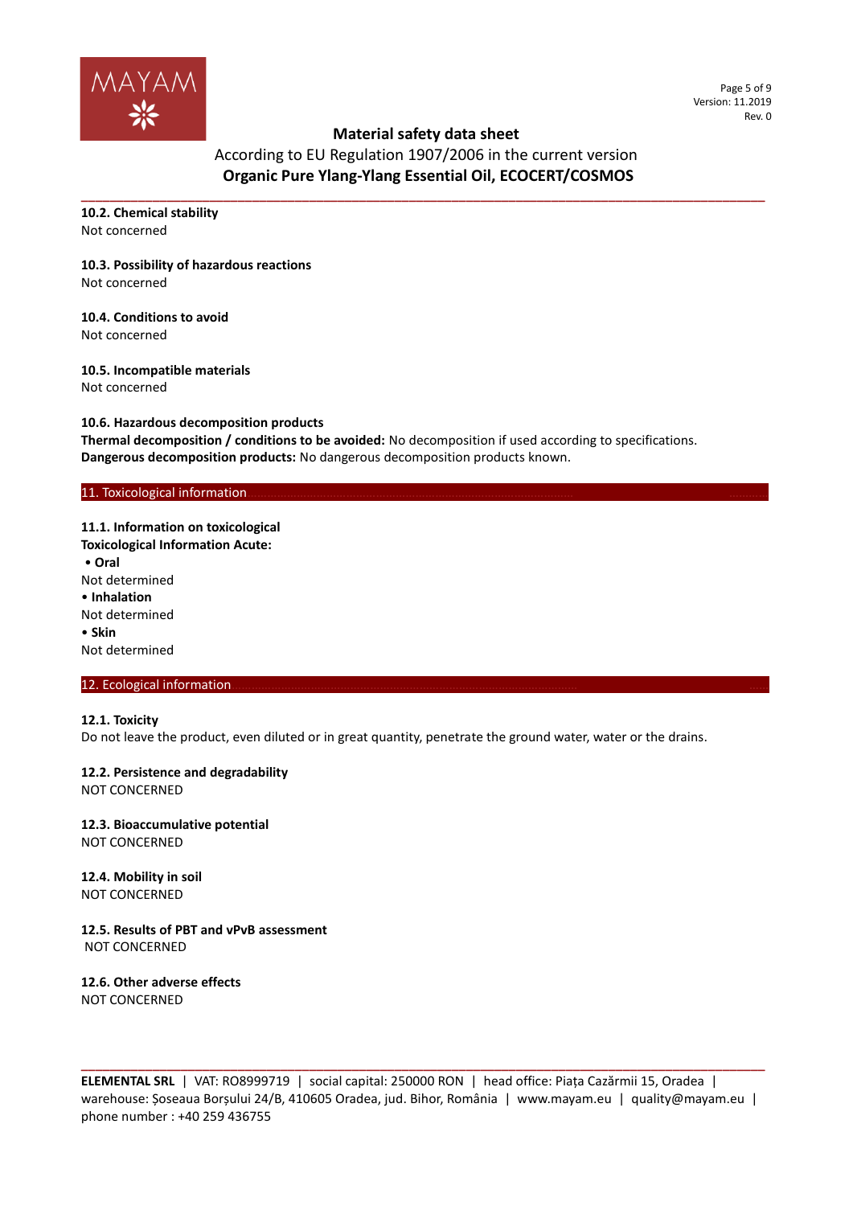### 10.2. Chemical stability

Not concerned

### 10.3. Possibility of hazardous reactions

Not concerned

### 10.4. Conditions to avoid

Not concerned

### 10.5. Incompatible materials

Not concerned

### 10.6. Hazardous decomposition products

**Thermal decomposition / conditions to be avoided:** No decomposition if used according to specifications.
**Dangerous decomposition products:** No dangerous decomposition products known.

## 11. Toxicological information

### 11.1. Information on toxicological

**Toxicological Information Acute:**

- **Oral**

Not determined

- **Inhalation**

Not determined

- **Skin**

Not determined

## 12. Ecological information

### 12.1. Toxicity

Do not leave the product, even diluted or in great quantity, penetrate the ground water, water or the drains.

### 12.2. Persistence and degradability

NOT CONCERNED

### 12.3. Bioaccumulative potential

NOT CONCERNED

### 12.4. Mobility in soil

NOT CONCERNED

### 12.5. Results of PBT and vPvB assessment

NOT CONCERNED

### 12.6. Other adverse effects

NOT CONCERNED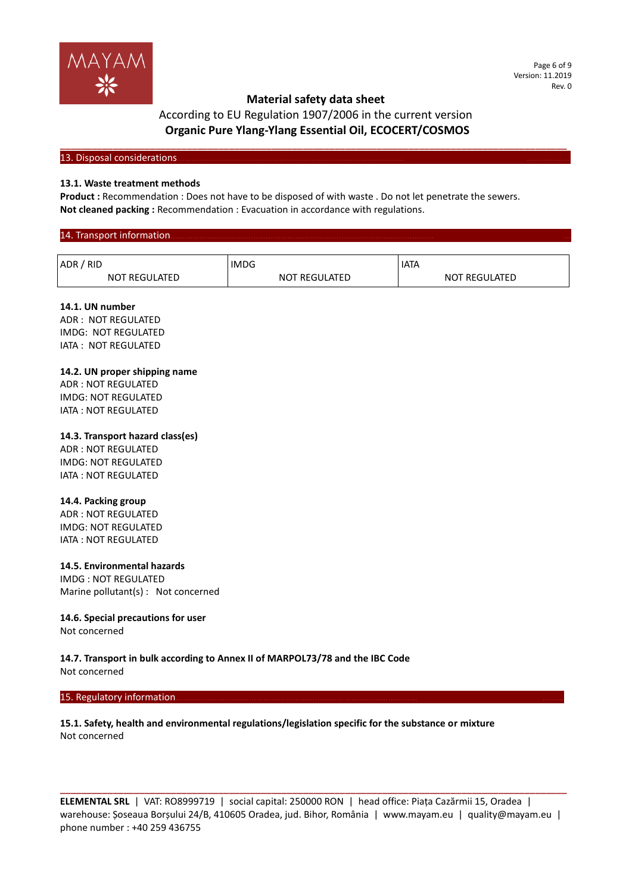## 13. Disposal considerations

### 13.1. Waste treatment methods

**Product :** Recommendation : Does not have to be disposed of with waste . Do not let penetrate the sewers.
**Not cleaned packing :** Recommendation : Evacuation in accordance with regulations.

## 14. Transport information

| ADR / RID | IMDG | IATA |
|---|---|---|
| NOT REGULATED | NOT REGULATED | NOT REGULATED |

### 14.1. UN number

ADR : NOT REGULATED
IMDG: NOT REGULATED
IATA : NOT REGULATED

### 14.2. UN proper shipping name

ADR : NOT REGULATED
IMDG: NOT REGULATED
IATA : NOT REGULATED

### 14.3. Transport hazard class(es)

ADR : NOT REGULATED
IMDG: NOT REGULATED
IATA : NOT REGULATED

### 14.4. Packing group

ADR : NOT REGULATED
IMDG: NOT REGULATED
IATA : NOT REGULATED

### 14.5. Environmental hazards

IMDG : NOT REGULATED
Marine pollutant(s) : Not concerned

### 14.6. Special precautions for user

Not concerned

### 14.7. Transport in bulk according to Annex II of MARPOL73/78 and the IBC Code

Not concerned

## 15. Regulatory information

### 15.1. Safety, health and environmental regulations/legislation specific for the substance or mixture

Not concerned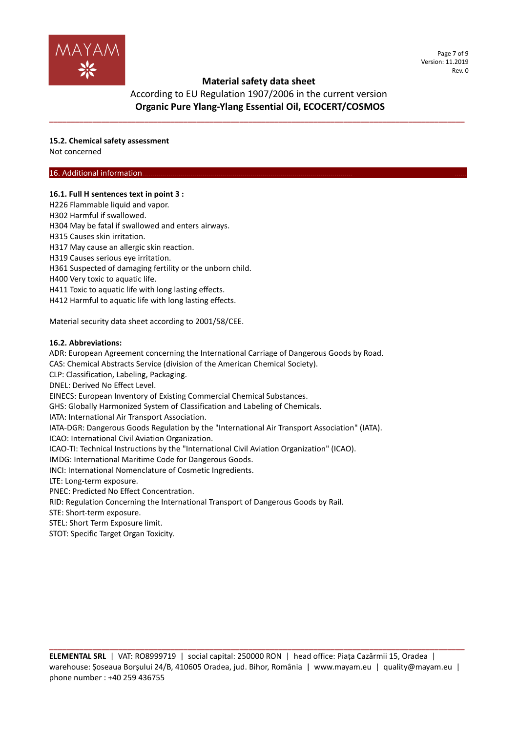### 15.2. Chemical safety assessment

Not concerned

## 16. Additional information

### 16.1. Full H sentences text in point 3 :

H226 Flammable liquid and vapor.
H302 Harmful if swallowed.
H304 May be fatal if swallowed and enters airways.
H315 Causes skin irritation.
H317 May cause an allergic skin reaction.
H319 Causes serious eye irritation.
H361 Suspected of damaging fertility or the unborn child.
H400 Very toxic to aquatic life.
H411 Toxic to aquatic life with long lasting effects.
H412 Harmful to aquatic life with long lasting effects.

Material security data sheet according to 2001/58/CEE.

### 16.2. Abbreviations:

ADR: European Agreement concerning the International Carriage of Dangerous Goods by Road.
CAS: Chemical Abstracts Service (division of the American Chemical Society).
CLP: Classification, Labeling, Packaging.
DNEL: Derived No Effect Level.
EINECS: European Inventory of Existing Commercial Chemical Substances.
GHS: Globally Harmonized System of Classification and Labeling of Chemicals.
IATA: International Air Transport Association.
IATA-DGR: Dangerous Goods Regulation by the "International Air Transport Association" (IATA).
ICAO: International Civil Aviation Organization.
ICAO-TI: Technical Instructions by the "International Civil Aviation Organization" (ICAO).
IMDG: International Maritime Code for Dangerous Goods.
INCI: International Nomenclature of Cosmetic Ingredients.
LTE: Long-term exposure.
PNEC: Predicted No Effect Concentration.
RID: Regulation Concerning the International Transport of Dangerous Goods by Rail.
STE: Short-term exposure.
STEL: Short Term Exposure limit.
STOT: Specific Target Organ Toxicity.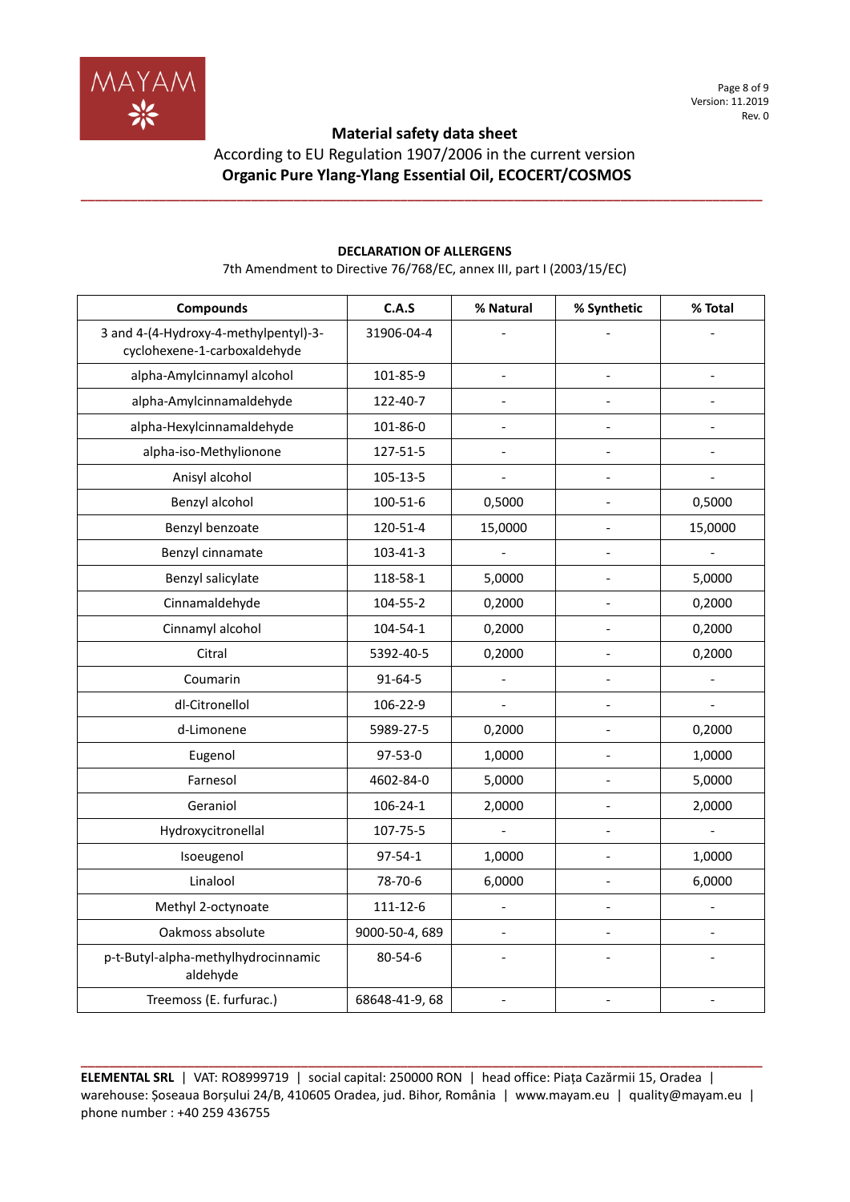**Material safety data sheet**

According to EU Regulation 1907/2006 in the current version

**Organic Pure Ylang-Ylang Essential Oil, ECOCERT/COSMOS**

**DECLARATION OF ALLERGENS**

7th Amendment to Directive 76/768/EC, annex III, part I (2003/15/EC)

| Compounds | C.A.S | % Natural | % Synthetic | % Total |
|---|---|---|---|---|
| 3 and 4-(4-Hydroxy-4-methylpentyl)-3-cyclohexene-1-carboxaldehyde | 31906-04-4 | - | - | - |
| alpha-Amylcinnamyl alcohol | 101-85-9 | - | - | - |
| alpha-Amylcinnamaldehyde | 122-40-7 | - | - | - |
| alpha-Hexylcinnamaldehyde | 101-86-0 | - | - | - |
| alpha-iso-Methylionone | 127-51-5 | - | - | - |
| Anisyl alcohol | 105-13-5 | - | - | - |
| Benzyl alcohol | 100-51-6 | 0,5000 | - | 0,5000 |
| Benzyl benzoate | 120-51-4 | 15,0000 | - | 15,0000 |
| Benzyl cinnamate | 103-41-3 | - | - | - |
| Benzyl salicylate | 118-58-1 | 5,0000 | - | 5,0000 |
| Cinnamaldehyde | 104-55-2 | 0,2000 | - | 0,2000 |
| Cinnamyl alcohol | 104-54-1 | 0,2000 | - | 0,2000 |
| Citral | 5392-40-5 | 0,2000 | - | 0,2000 |
| Coumarin | 91-64-5 | - | - | - |
| dl-Citronellol | 106-22-9 | - | - | - |
| d-Limonene | 5989-27-5 | 0,2000 | - | 0,2000 |
| Eugenol | 97-53-0 | 1,0000 | - | 1,0000 |
| Farnesol | 4602-84-0 | 5,0000 | - | 5,0000 |
| Geraniol | 106-24-1 | 2,0000 | - | 2,0000 |
| Hydroxycitronellal | 107-75-5 | - | - | - |
| Isoeugenol | 97-54-1 | 1,0000 | - | 1,0000 |
| Linalool | 78-70-6 | 6,0000 | - | 6,0000 |
| Methyl 2-octynoate | 111-12-6 | - | - | - |
| Oakmoss absolute | 9000-50-4, 689 | - | - | - |
| p-t-Butyl-alpha-methylhydrocinnamic aldehyde | 80-54-6 | - | - | - |
| Treemoss (E. furfurac.) | 68648-41-9, 68 | - | - | - |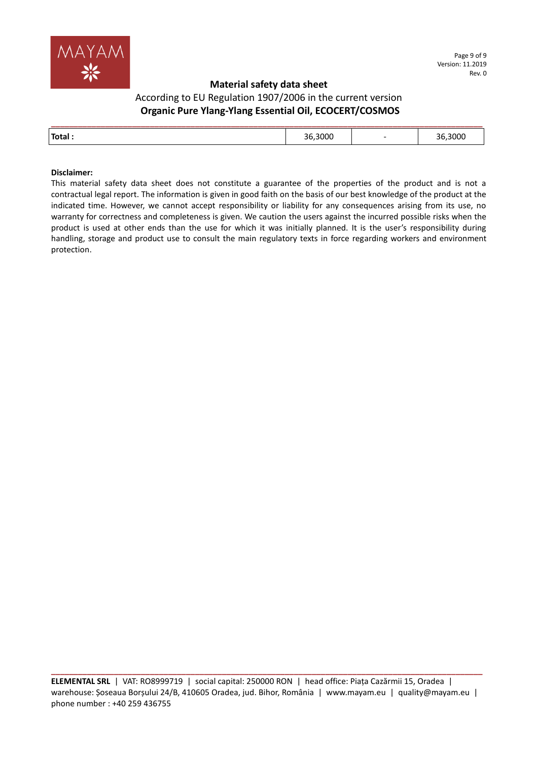| | | | |
|---|---|---|---|
| **Total :** | 36,3000 | - | 36,3000 |

**Disclaimer:**

This material safety data sheet does not constitute a guarantee of the properties of the product and is not a contractual legal report. The information is given in good faith on the basis of our best knowledge of the product at the indicated time. However, we cannot accept responsibility or liability for any consequences arising from its use, no warranty for correctness and completeness is given. We caution the users against the incurred possible risks when the product is used at other ends than the use for which it was initially planned. It is the user's responsibility during handling, storage and product use to consult the main regulatory texts in force regarding workers and environment protection.